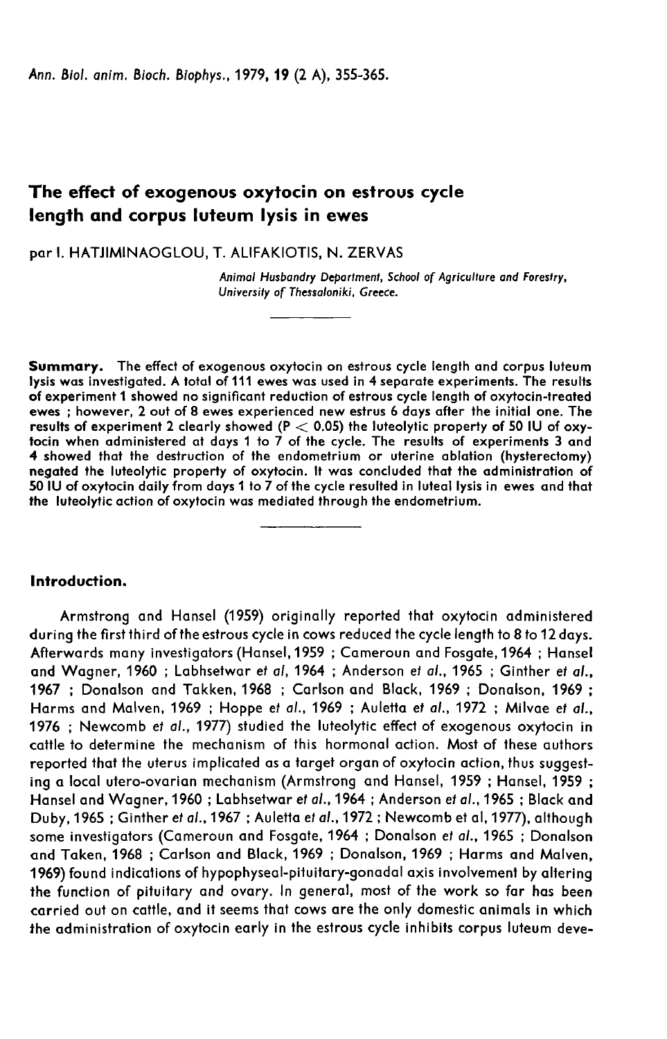# The effect of exogenous oxytocin on estrous cycle length and corpus luteum lysis in ewes

par I. HATJIMINAOGLOU, T. ALIFAKIOTIS, N. ZERVAS

*Animal Husbandry Department, School of Agriculture and Forestry, University of Thessaloniki, Greece.*

---

**Summary.** The effect of exogenous oxytocin on estrous cycle length and corpus luteum lysis was investigated. A total of 111 ewes was used in 4 separate experiments. The results of experiment 1 showed no significant reduction of estrous cycle length of oxytocin-treated ewes ; however, 2 out of 8 ewes experienced new estrus 6 days after the initial one. The results of experiment 2 clearly showed ($P < 0.05$) the luteolytic property of 50 IU of oxytocin when administered at days 1 to 7 of the cycle. The results of experiments 3 and 4 showed that the destruction of the endometrium or uterine ablation (hysterectomy) negated the luteolytic property of oxytocin. It was concluded that the administration of 50 IU of oxytocin daily from days 1 to 7 of the cycle resulted in luteal lysis in ewes and that the luteolytic action of oxytocin was mediated through the endometrium.

---

## Introduction.

Armstrong and Hansel (1959) originally reported that oxytocin administered during the first third of the estrous cycle in cows reduced the cycle length to 8 to 12 days. Afterwards many investigators (Hansel, 1959 ; Cameroun and Fosgate, 1964 ; Hansel and Wagner, 1960 ; Labhsetwar *et al*, 1964 ; Anderson *et al.*, 1965 ; Ginther *et al.*, 1967 ; Donalson and Takken, 1968 ; Carlson and Black, 1969 ; Donalson, 1969 ; Harms and Malven, 1969 ; Hoppe *et al.*, 1969 ; Auletta *et al.*, 1972 ; Milvae *et al.*, 1976 ; Newcomb *et al.*, 1977) studied the luteolytic effect of exogenous oxytocin in cattle to determine the mechanism of this hormonal action. Most of these authors reported that the uterus implicated as a target organ of oxytocin action, thus suggesting a local utero-ovarian mechanism (Armstrong and Hansel, 1959 ; Hansel, 1959 ; Hansel and Wagner, 1960 ; Labhsetwar *et al.*, 1964 ; Anderson *et al.*, 1965 ; Black and Duby, 1965 ; Ginther *et al.*, 1967 ; Auletta *et al.*, 1972 ; Newcomb et al, 1977), although some investigators (Cameroun and Fosgate, 1964 ; Donalson *et al.*, 1965 ; Donalson and Taken, 1968 ; Carlson and Black, 1969 ; Donalson, 1969 ; Harms and Malven, 1969) found indications of hypophyseal-pituitary-gonadal axis involvement by altering the function of pituitary and ovary. In general, most of the work so far has been carried out on cattle, and it seems that cows are the only domestic animals in which the administration of oxytocin early in the estrous cycle inhibits corpus luteum deve-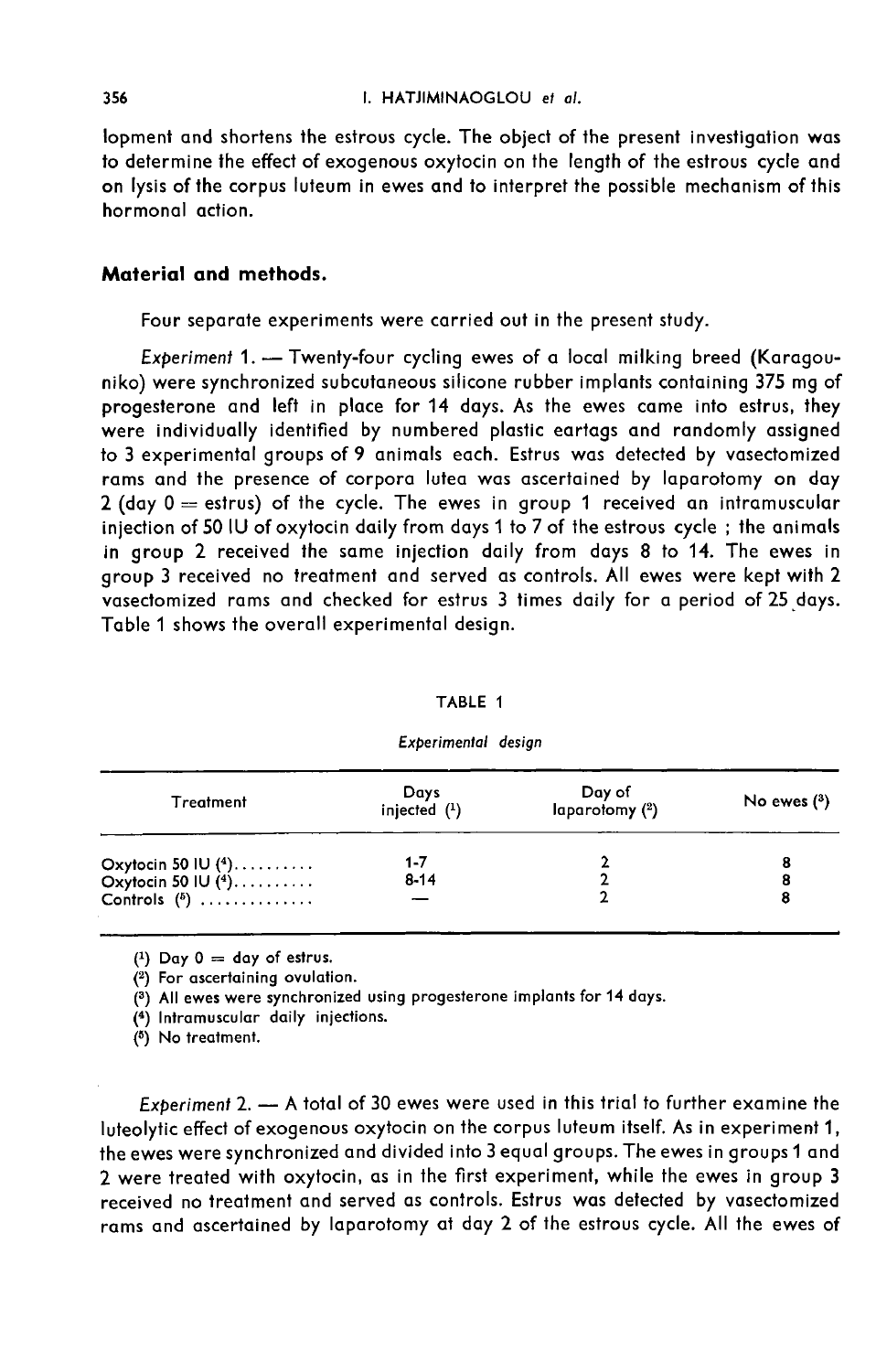lopment and shortens the estrous cycle. The object of the present investigation was to determine the effect of exogenous oxytocin on the length of the estrous cycle and on lysis of the corpus luteum in ewes and to interpret the possible mechanism of this hormonal action.

## Material and methods.

Four separate experiments were carried out in the present study.

*Experiment* 1. — Twenty-four cycling ewes of a local milking breed (Karagouniko) were synchronized subcutaneous silicone rubber implants containing 375 mg of progesterone and left in place for 14 days. As the ewes came into estrus, they were individually identified by numbered plastic eartags and randomly assigned to 3 experimental groups of 9 animals each. Estrus was detected by vasectomized rams and the presence of corpora lutea was ascertained by laparotomy on day 2 (day 0 = estrus) of the cycle. The ewes in group 1 received an intramuscular injection of 50 IU of oxytocin daily from days 1 to 7 of the estrous cycle ; the animals in group 2 received the same injection daily from days 8 to 14. The ewes in group 3 received no treatment and served as controls. All ewes were kept with 2 vasectomized rams and checked for estrus 3 times daily for a period of 25 days. Table 1 shows the overall experimental design.

TABLE 1

*Experimental design*

| Treatment | Days injected (1) | Day of laparotomy (2) | No ewes (3) |
|---|---|---|---|
| Oxytocin 50 IU (4).......... | 1-7 | 2 | 8 |
| Oxytocin 50 IU (4).......... | 8-14 | 2 | 8 |
| Controls (5) .............. | — | 2 | 8 |

(1) Day 0 = day of estrus.
(2) For ascertaining ovulation.
(3) All ewes were synchronized using progesterone implants for 14 days.
(4) Intramuscular daily injections.
(5) No treatment.

*Experiment* 2. — A total of 30 ewes were used in this trial to further examine the luteolytic effect of exogenous oxytocin on the corpus luteum itself. As in experiment 1, the ewes were synchronized and divided into 3 equal groups. The ewes in groups 1 and 2 were treated with oxytocin, as in the first experiment, while the ewes in group 3 received no treatment and served as controls. Estrus was detected by vasectomized rams and ascertained by laparotomy at day 2 of the estrous cycle. All the ewes of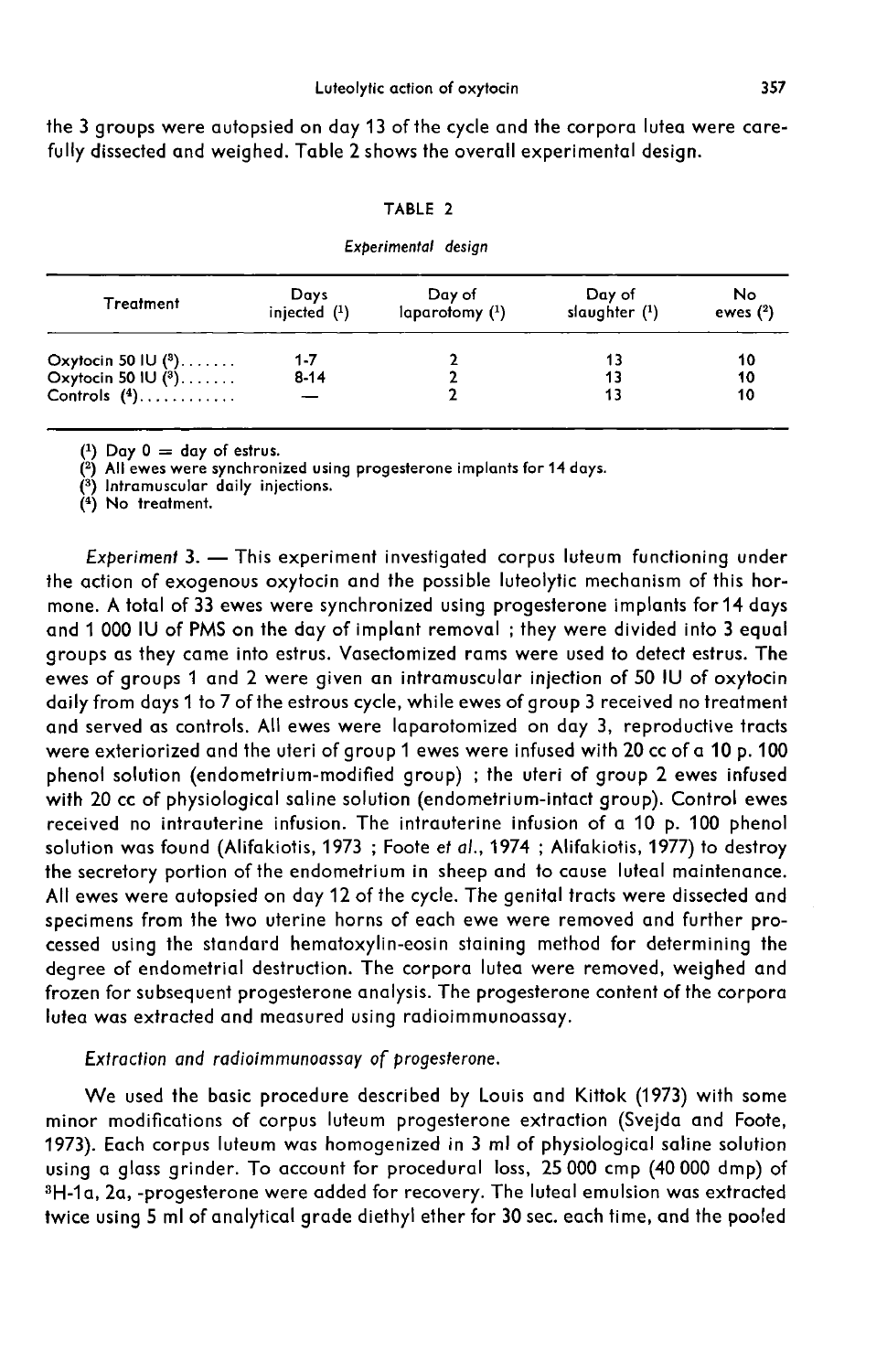the 3 groups were autopsied on day 13 of the cycle and the corpora lutea were carefully dissected and weighed. Table 2 shows the overall experimental design.

TABLE 2

*Experimental design*

| Treatment | Days injected [1] | Day of laparotomy [1] | Day of slaughter [1] | No ewes [2] |
|---|---|---|---|---|
| Oxytocin 50 IU [3]....... | 1-7 | 2 | 13 | 10 |
| Oxytocin 50 IU [3]....... | 8-14 | 2 | 13 | 10 |
| Controls [4]............ | — | 2 | 13 | 10 |

[1] Day 0 = day of estrus.
[2] All ewes were synchronized using progesterone implants for 14 days.
[3] Intramuscular daily injections.
[4] No treatment.

*Experiment* 3. — This experiment investigated corpus luteum functioning under the action of exogenous oxytocin and the possible luteolytic mechanism of this hormone. A total of 33 ewes were synchronized using progesterone implants for 14 days and 1 000 IU of PMS on the day of implant removal ; they were divided into 3 equal groups as they came into estrus. Vasectomized rams were used to detect estrus. The ewes of groups 1 and 2 were given an intramuscular injection of 50 IU of oxytocin daily from days 1 to 7 of the estrous cycle, while ewes of group 3 received no treatment and served as controls. All ewes were laparotomized on day 3, reproductive tracts were exteriorized and the uteri of group 1 ewes were infused with 20 cc of a 10 p. 100 phenol solution (endometrium-modified group) ; the uteri of group 2 ewes infused with 20 cc of physiological saline solution (endometrium-intact group). Control ewes received no intrauterine infusion. The intrauterine infusion of a 10 p. 100 phenol solution was found (Alifakiotis, 1973 ; Foote *et al.*, 1974 ; Alifakiotis, 1977) to destroy the secretory portion of the endometrium in sheep and to cause luteal maintenance. All ewes were autopsied on day 12 of the cycle. The genital tracts were dissected and specimens from the two uterine horns of each ewe were removed and further processed using the standard hematoxylin-eosin staining method for determining the degree of endometrial destruction. The corpora lutea were removed, weighed and frozen for subsequent progesterone analysis. The progesterone content of the corpora lutea was extracted and measured using radioimmunoassay.

*Extraction and radioimmunoassay of progesterone.*

We used the basic procedure described by Louis and Kittok (1973) with some minor modifications of corpus luteum progesterone extraction (Svejda and Foote, 1973). Each corpus luteum was homogenized in 3 ml of physiological saline solution using a glass grinder. To account for procedural loss, 25 000 cmp (40 000 dmp) of $^{3}$H-1a, 2a, -progesterone were added for recovery. The luteal emulsion was extracted twice using 5 ml of analytical grade diethyl ether for 30 sec. each time, and the pooled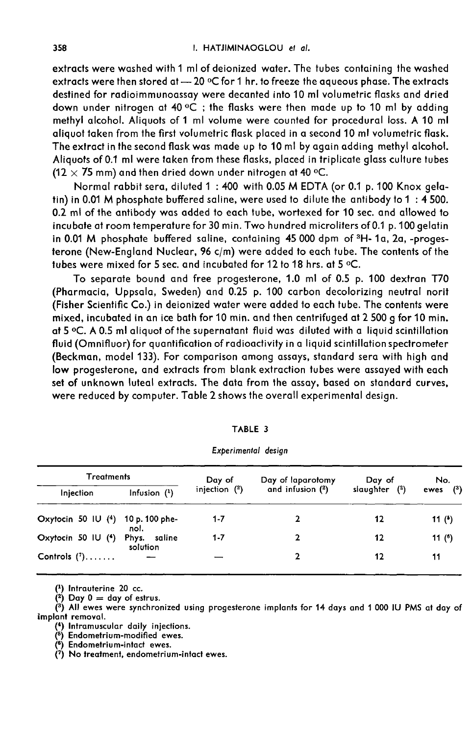extracts were washed with 1 ml of deionized water. The tubes containing the washed extracts were then stored at — 20 °C for 1 hr. to freeze the aqueous phase. The extracts destined for radioimmunoassay were decanted into 10 ml volumetric flasks and dried down under nitrogen at 40 °C ; the flasks were then made up to 10 ml by adding methyl alcohol. Aliquots of 1 ml volume were counted for procedural loss. A 10 ml aliquot taken from the first volumetric flask placed in a second 10 ml volumetric flask. The extract in the second flask was made up to 10 ml by again adding methyl alcohol. Aliquots of 0.1 ml were taken from these flasks, placed in triplicate glass culture tubes (12 × 75 mm) and then dried down under nitrogen at 40 °C.

Normal rabbit sera, diluted 1 : 400 with 0.05 M EDTA (or 0.1 p. 100 Knox gelatin) in 0.01 M phosphate buffered saline, were used to dilute the antibody to 1 : 4 500. 0.2 ml of the antibody was added to each tube, wortexed for 10 sec. and allowed to incubate at room temperature for 30 min. Two hundred microliters of 0.1 p. 100 gelatin in 0.01 M phosphate buffered saline, containing 45 000 dpm of $^{3}H$- 1a, 2a, -progesterone (New-England Nuclear, 96 c/m) were added to each tube. The contents of the tubes were mixed for 5 sec. and incubated for 12 to 18 hrs. at 5 °C.

To separate bound and free progesterone, 1.0 ml of 0.5 p. 100 dextran T70 (Pharmacia, Uppsala, Sweden) and 0.25 p. 100 carbon decolorizing neutral norit (Fisher Scientific Co.) in deionized water were added to each tube. The contents were mixed, incubated in an ice bath for 10 min. and then centrifuged at 2 500 g for 10 min. at 5 °C. A 0.5 ml aliquot of the supernatant fluid was diluted with a liquid scintillation fluid (Omnifluor) for quantification of radioactivity in a liquid scintillation spectrometer (Beckman, model 133). For comparison among assays, standard sera with high and low progesterone, and extracts from blank extraction tubes were assayed with each set of unknown luteal extracts. The data from the assay, based on standard curves, were reduced by computer. Table 2 shows the overall experimental design.

TABLE 3

*Experimental design*

| Treatments | | Day of injection (2) | Day of laparotomy and infusion (2) | Day of slaughter (2) | No. ewes (3) |
|---|---|---|---|---|---|
| Injection | Infusion (1) | | | | |
| Oxytocin 50 IU (4) | 10 p. 100 phenol. | 1-7 | 2 | 12 | 11 (5) |
| Oxytocin 50 IU (4) | Phys. saline solution | 1-7 | 2 | 12 | 11 (6) |
| Controls (7)....... | — | — | 2 | 12 | 11 |

(1) Intrauterine 20 cc.
(2) Day 0 = day of estrus.
(3) All ewes were synchronized using progesterone implants for 14 days and 1 000 IU PMS at day of implant removal.
(4) Intramuscular daily injections.
(5) Endometrium-modified ewes.
(6) Endometrium-intact ewes.
(7) No treatment, endometrium-intact ewes.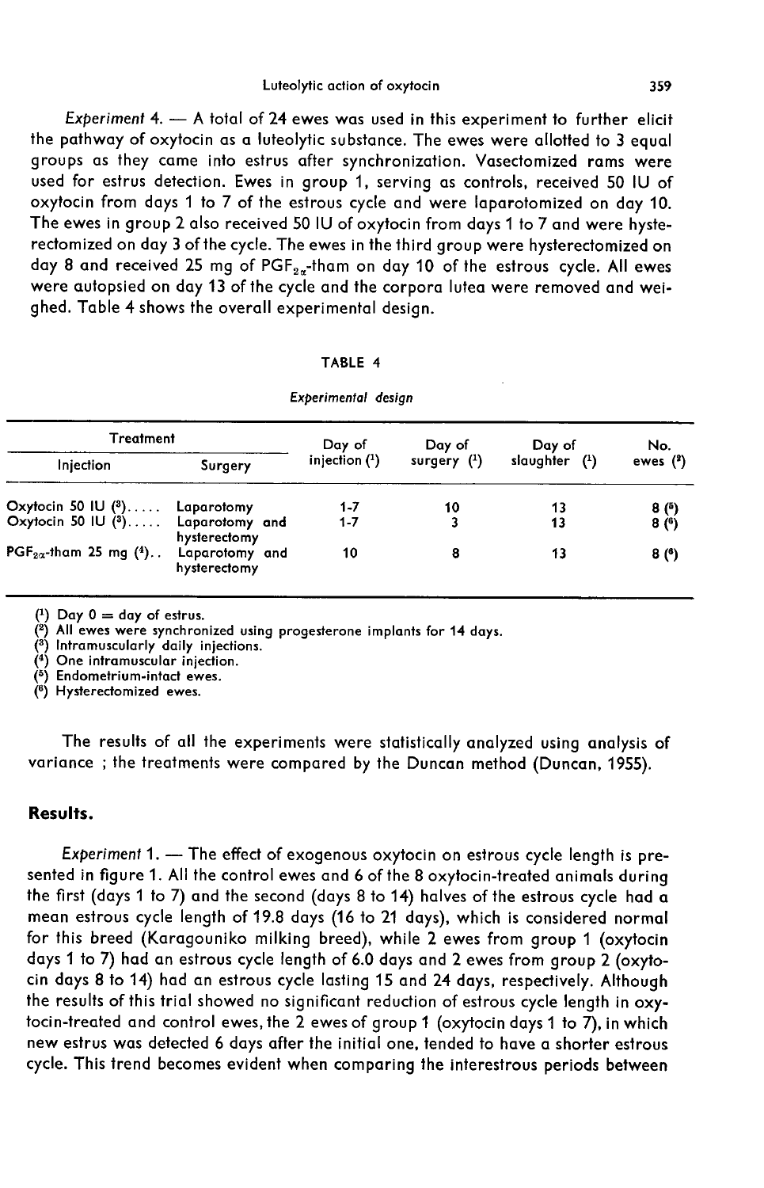*Experiment 4.* — A total of 24 ewes was used in this experiment to further elicit the pathway of oxytocin as a luteolytic substance. The ewes were allotted to 3 equal groups as they came into estrus after synchronization. Vasectomized rams were used for estrus detection. Ewes in group 1, serving as controls, received 50 IU of oxytocin from days 1 to 7 of the estrous cycle and were laparotomized on day 10. The ewes in group 2 also received 50 IU of oxytocin from days 1 to 7 and were hysterectomized on day 3 of the cycle. The ewes in the third group were hysterectomized on day 8 and received 25 mg of $PGF_{2\alpha}$-tham on day 10 of the estrous cycle. All ewes were autopsied on day 13 of the cycle and the corpora lutea were removed and weighed. Table 4 shows the overall experimental design.

TABLE 4

*Experimental design*

| Treatment | | Day of injection (1) | Day of surgery (1) | Day of slaughter (1) | No. ewes (2) |
|---|---|---|---|---|---|
| Injection | Surgery | | | | |
| Oxytocin 50 IU (3)..... | Laparotomy | 1-7 | 10 | 13 | 8 (5) |
| Oxytocin 50 IU (3)..... | Laparotomy and hysterectomy | 1-7 | 3 | 13 | 8 (6) |
| $PGF_{2\alpha}$-tham 25 mg (4).. | Laparotomy and hysterectomy | 10 | 8 | 13 | 8 (6) |

(1) Day 0 = day of estrus.
(2) All ewes were synchronized using progesterone implants for 14 days.
(3) Intramuscularly daily injections.
(4) One intramuscular injection.
(5) Endometrium-intact ewes.
(6) Hysterectomized ewes.

The results of all the experiments were statistically analyzed using analysis of variance ; the treatments were compared by the Duncan method (Duncan, 1955).

## Results.

*Experiment 1.* — The effect of exogenous oxytocin on estrous cycle length is presented in figure 1. All the control ewes and 6 of the 8 oxytocin-treated animals during the first (days 1 to 7) and the second (days 8 to 14) halves of the estrous cycle had a mean estrous cycle length of 19.8 days (16 to 21 days), which is considered normal for this breed (Karagouniko milking breed), while 2 ewes from group 1 (oxytocin days 1 to 7) had an estrous cycle length of 6.0 days and 2 ewes from group 2 (oxytocin days 8 to 14) had an estrous cycle lasting 15 and 24 days, respectively. Although the results of this trial showed no significant reduction of estrous cycle length in oxytocin-treated and control ewes, the 2 ewes of group 1 (oxytocin days 1 to 7), in which new estrus was detected 6 days after the initial one, tended to have a shorter estrous cycle. This trend becomes evident when comparing the interestrous periods between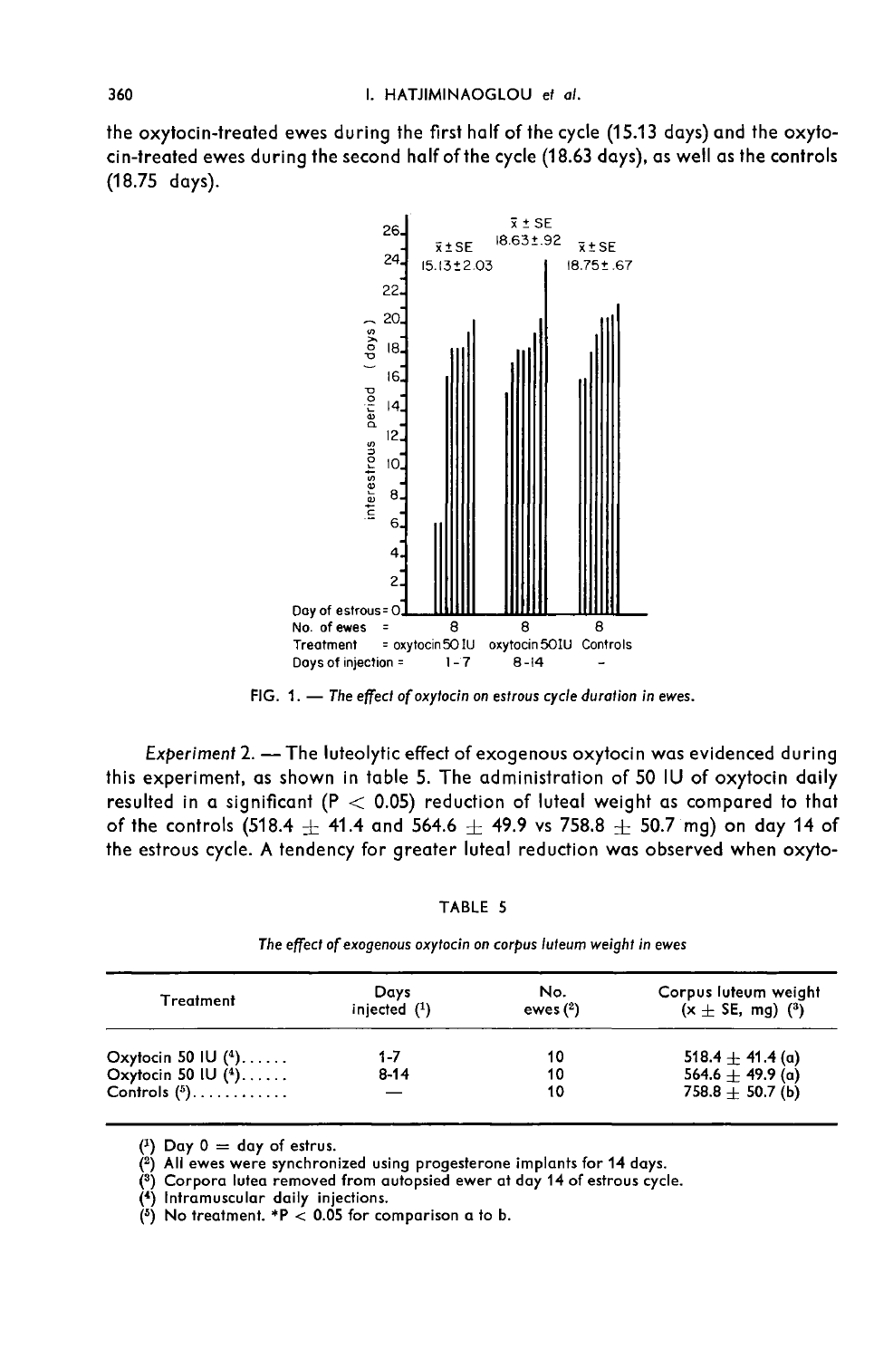the oxytocin-treated ewes during the first half of the cycle (15.13 days) and the oxytocin-treated ewes during the second half of the cycle (18.63 days), as well as the controls (18.75 days).

FIG. 1. — *The effect of oxytocin on estrous cycle duration in ewes.*

*Experiment* 2. — The luteolytic effect of exogenous oxytocin was evidenced during this experiment, as shown in table 5. The administration of 50 IU of oxytocin daily resulted in a significant ($P < 0.05$) reduction of luteal weight as compared to that of the controls (518.4 ± 41.4 and 564.6 ± 49.9 vs 758.8 ± 50.7 mg) on day 14 of the estrous cycle. A tendency for greater luteal reduction was observed when oxyto-

TABLE 5

*The effect of exogenous oxytocin on corpus luteum weight in ewes*

| Treatment | Days injected [1] | No. ewes [2] | Corpus luteum weight (x ± SE, mg) [3] |
|---|---|---|---|
| Oxytocin 50 IU [4]...... | 1-7 | 10 | 518.4 ± 41.4 (a) |
| Oxytocin 50 IU [4]...... | 8-14 | 10 | 564.6 ± 49.9 (a) |
| Controls [5]............ | — | 10 | 758.8 ± 50.7 (b) |

[1] Day 0 = day of estrus.
[2] All ewes were synchronized using progesterone implants for 14 days.
[3] Corpora lutea removed from autopsied ewer at day 14 of estrous cycle.
[4] Intramuscular daily injections.
[5] No treatment. *$P < 0.05$ for comparison a to b.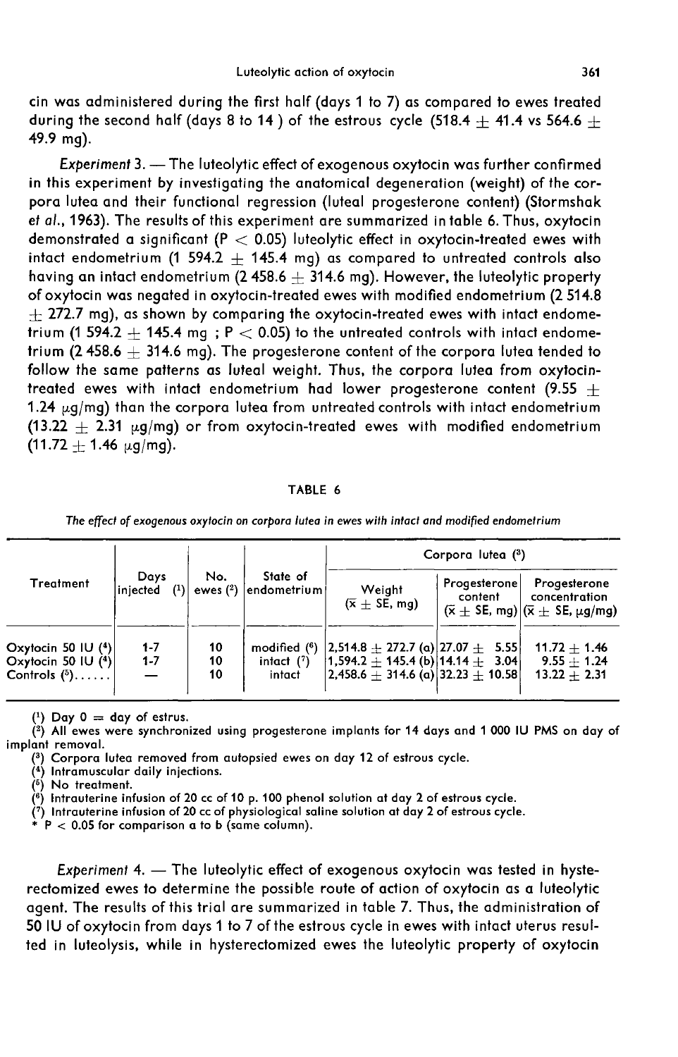cin was administered during the first half (days 1 to 7) as compared to ewes treated during the second half (days 8 to 14) of the estrous cycle (518.4 ± 41.4 vs 564.6 ± 49.9 mg).

*Experiment* 3. — The luteolytic effect of exogenous oxytocin was further confirmed in this experiment by investigating the anatomical degeneration (weight) of the corpora lutea and their functional regression (luteal progesterone content) (Stormshak *et al.*, 1963). The results of this experiment are summarized in table 6. Thus, oxytocin demonstrated a significant ($P < 0.05$) luteolytic effect in oxytocin-treated ewes with intact endometrium (1 594.2 ± 145.4 mg) as compared to untreated controls also having an intact endometrium (2 458.6 ± 314.6 mg). However, the luteolytic property of oxytocin was negated in oxytocin-treated ewes with modified endometrium (2 514.8 ± 272.7 mg), as shown by comparing the oxytocin-treated ewes with intact endometrium (1 594.2 ± 145.4 mg ; $P < 0.05$) to the untreated controls with intact endometrium (2 458.6 ± 314.6 mg). The progesterone content of the corpora lutea tended to follow the same patterns as luteal weight. Thus, the corpora lutea from oxytocin-treated ewes with intact endometrium had lower progesterone content (9.55 ± 1.24 μg/mg) than the corpora lutea from untreated controls with intact endometrium (13.22 ± 2.31 μg/mg) or from oxytocin-treated ewes with modified endometrium (11.72 ± 1.46 μg/mg).

TABLE 6

*The effect of exogenous oxytocin on corpora lutea in ewes with intact and modified endometrium*

| Treatment | Days injected (1) | No. ewes (2) | State of endometrium | Corpora lutea (3) | | |
|---|---|---|---|---|---|---|
| | | | | Weight ($\bar{x}$ ± SE, mg) | Progesterone content ($\bar{x}$ ± SE, mg) | Progesterone concentration ($\bar{x}$ ± SE, μg/mg) |
| Oxytocin 50 IU (4) | 1-7 | 10 | modified (6) | 2,514.8 ± 272.7 (a) | 27.07 ± 5.55 | 11.72 ± 1.46 |
| Oxytocin 50 IU (4) | 1-7 | 10 | intact (7) | 1,594.2 ± 145.4 (b) | 14.14 ± 3.04 | 9.55 ± 1.24 |
| Controls (5)...... | — | 10 | intact | 2,458.6 ± 314.6 (a) | 32.23 ± 10.58 | 13.22 ± 2.31 |

(1) Day 0 = day of estrus.
(2) All ewes were synchronized using progesterone implants for 14 days and 1 000 IU PMS on day of implant removal.
(3) Corpora lutea removed from autopsied ewes on day 12 of estrous cycle.
(4) Intramuscular daily injections.
(5) No treatment.
(6) Intrauterine infusion of 20 cc of 10 p. 100 phenol solution at day 2 of estrous cycle.
(7) Intrauterine infusion of 20 cc of physiological saline solution at day 2 of estrous cycle.
* $P < 0.05$ for comparison a to b (same column).

*Experiment* 4. — The luteolytic effect of exogenous oxytocin was tested in hysterectomized ewes to determine the possible route of action of oxytocin as a luteolytic agent. The results of this trial are summarized in table 7. Thus, the administration of 50 IU of oxytocin from days 1 to 7 of the estrous cycle in ewes with intact uterus resulted in luteolysis, while in hysterectomized ewes the luteolytic property of oxytocin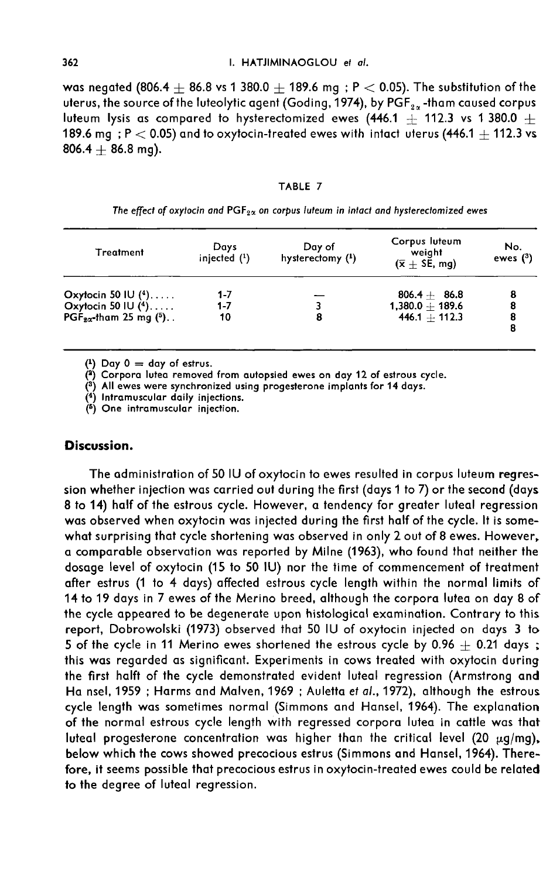was negated (806.4 ± 86.8 vs 1 380.0 ± 189.6 mg ; $P < 0.05$). The substitution of the uterus, the source of the luteolytic agent (Goding, 1974), by $PGF_{2\alpha}$-tham caused corpus luteum lysis as compared to hysterectomized ewes (446.1 ± 112.3 vs 1 380.0 ± 189.6 mg ; $P < 0.05$) and to oxytocin-treated ewes with intact uterus (446.1 ± 112.3 vs 806.4 ± 86.8 mg).

TABLE 7

*The effect of oxytocin and $PGF_{2\alpha}$ on corpus luteum in intact and hysterectomized ewes*

| Treatment | Days injected (1) | Day of hysterectomy (1) | Corpus luteum weight ($\bar{x}$ ± SE, mg) | No. ewes (3) |
|---|---|---|---|---|
| Oxytocin 50 IU (4)..... | 1-7 | — | 806.4 ± 86.8 | 8 |
| Oxytocin 50 IU (4)..... | 1-7 | 3 | 1,380.0 ± 189.6 | 8 |
| $PGF_{2\alpha}$-tham 25 mg (5).. | 10 | 8 | 446.1 ± 112.3 | 8 |
| | | | | 8 |

(1) Day 0 = day of estrus.
(2) Corpora lutea removed from autopsied ewes on day 12 of estrous cycle.
(3) All ewes were synchronized using progesterone implants for 14 days.
(4) Intramuscular daily injections.
(5) One intramuscular injection.

## Discussion.

The administration of 50 IU of oxytocin to ewes resulted in corpus luteum regression whether injection was carried out during the first (days 1 to 7) or the second (days 8 to 14) half of the estrous cycle. However, a tendency for greater luteal regression was observed when oxytocin was injected during the first half of the cycle. It is somewhat surprising that cycle shortening was observed in only 2 out of 8 ewes. However, a comparable observation was reported by Milne (1963), who found that neither the dosage level of oxytocin (15 to 50 IU) nor the time of commencement of treatment after estrus (1 to 4 days) affected estrous cycle length within the normal limits of 14 to 19 days in 7 ewes of the Merino breed, although the corpora lutea on day 8 of the cycle appeared to be degenerate upon histological examination. Contrary to this report, Dobrowolski (1973) observed that 50 IU of oxytocin injected on days 3 to 5 of the cycle in 11 Merino ewes shortened the estrous cycle by 0.96 ± 0.21 days ; this was regarded as significant. Experiments in cows treated with oxytocin during the first halft of the cycle demonstrated evident luteal regression (Armstrong and Ha nsel, 1959 ; Harms and Malven, 1969 ; Auletta *et al.*, 1972), although the estrous cycle length was sometimes normal (Simmons and Hansel, 1964). The explanation of the normal estrous cycle length with regressed corpora lutea in cattle was that luteal progesterone concentration was higher than the critical level (20 μg/mg), below which the cows showed precocious estrus (Simmons and Hansel, 1964). Therefore, it seems possible that precocious estrus in oxytocin-treated ewes could be related to the degree of luteal regression.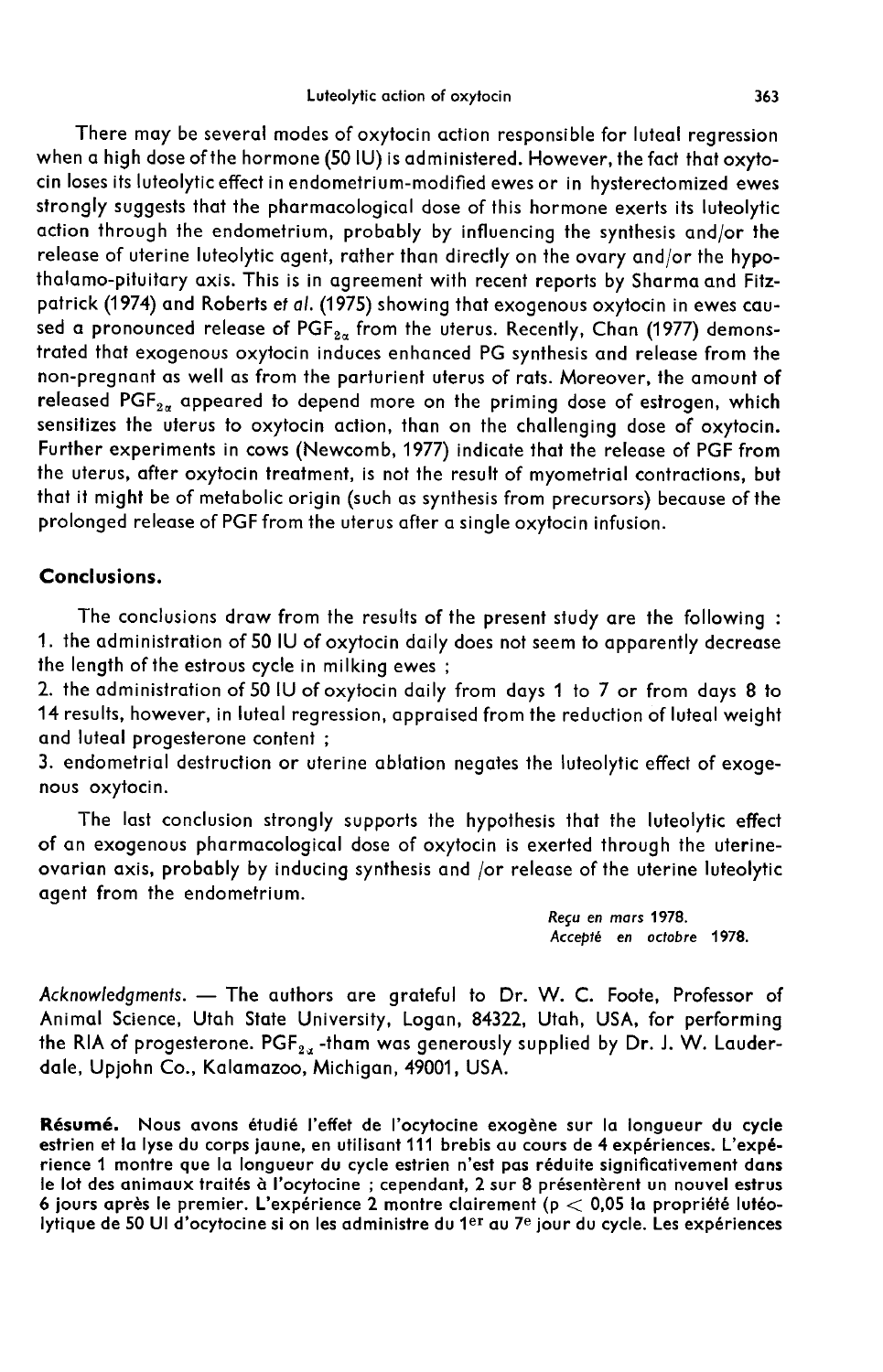There may be several modes of oxytocin action responsible for luteal regression when a high dose of the hormone (50 IU) is administered. However, the fact that oxytocin loses its luteolytic effect in endometrium-modified ewes or in hysterectomized ewes strongly suggests that the pharmacological dose of this hormone exerts its luteolytic action through the endometrium, probably by influencing the synthesis and/or the release of uterine luteolytic agent, rather than directly on the ovary and/or the hypothalamo-pituitary axis. This is in agreement with recent reports by Sharma and Fitzpatrick (1974) and Roberts *et al.* (1975) showing that exogenous oxytocin in ewes caused a pronounced release of $PGF_{2\alpha}$ from the uterus. Recently, Chan (1977) demonstrated that exogenous oxytocin induces enhanced PG synthesis and release from the non-pregnant as well as from the parturient uterus of rats. Moreover, the amount of released $PGF_{2\alpha}$ appeared to depend more on the priming dose of estrogen, which sensitizes the uterus to oxytocin action, than on the challenging dose of oxytocin. Further experiments in cows (Newcomb, 1977) indicate that the release of PGF from the uterus, after oxytocin treatment, is not the result of myometrial contractions, but that it might be of metabolic origin (such as synthesis from precursors) because of the prolonged release of PGF from the uterus after a single oxytocin infusion.

## Conclusions.

The conclusions draw from the results of the present study are the following :
1. the administration of 50 IU of oxytocin daily does not seem to apparently decrease the length of the estrous cycle in milking ewes ;
2. the administration of 50 IU of oxytocin daily from days 1 to 7 or from days 8 to 14 results, however, in luteal regression, appraised from the reduction of luteal weight and luteal progesterone content ;
3. endometrial destruction or uterine ablation negates the luteolytic effect of exogenous oxytocin.

The last conclusion strongly supports the hypothesis that the luteolytic effect of an exogenous pharmacological dose of oxytocin is exerted through the uterine-ovarian axis, probably by inducing synthesis and /or release of the uterine luteolytic agent from the endometrium.

*Reçu en mars* 1978.
*Accepté en octobre* 1978.

*Acknowledgments.* — The authors are grateful to Dr. W. C. Foote, Professor of Animal Science, Utah State University, Logan, 84322, Utah, USA, for performing the RIA of progesterone. $PGF_{2\alpha}$-tham was generously supplied by Dr. J. W. Lauderdale, Upjohn Co., Kalamazoo, Michigan, 49001, USA.

**Résumé.** Nous avons étudié l'effet de l'ocytocine exogène sur la longueur du cycle estrien et la lyse du corps jaune, en utilisant 111 brebis au cours de 4 expériences. L'expérience 1 montre que la longueur du cycle estrien n'est pas réduite significativement dans le lot des animaux traités à l'ocytocine ; cependant, 2 sur 8 présentèrent un nouvel estrus 6 jours après le premier. L'expérience 2 montre clairement ($p < 0,05$ la propriété lutéolytique de 50 UI d'ocytocine si on les administre du 1[er] au 7[e] jour du cycle. Les expériences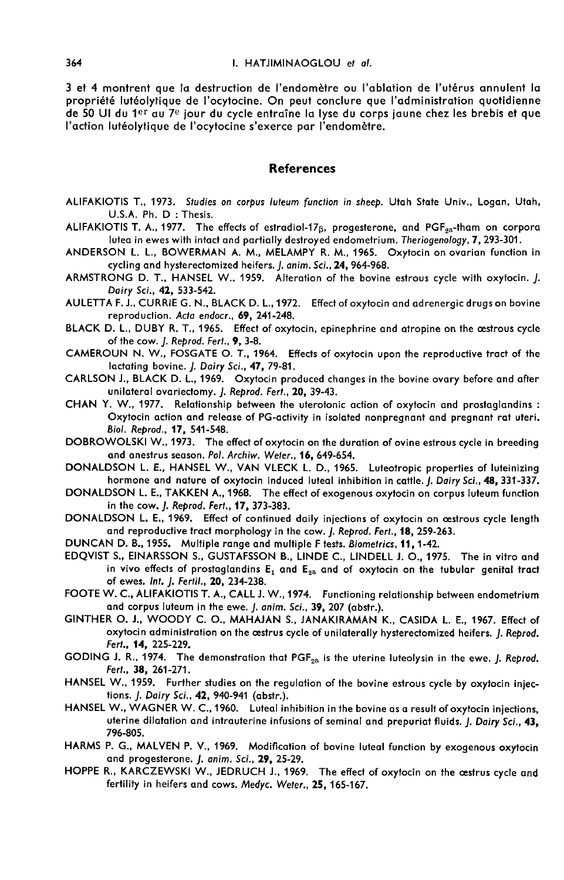3 et 4 montrent que la destruction de l'endomètre ou l'ablation de l'utérus annulent la propriété lutéolytique de l'ocytocine. On peut conclure que l'administration quotidienne de 50 UI du 1[er] au 7[e] jour du cycle entraîne la lyse du corps jaune chez les brebis et que l'action lutéolytique de l'ocytocine s'exerce par l'endomètre.

## References

ALIFAKIOTIS T., 1973. *Studies on corpus luteum function in sheep.* Utah State Univ., Logan, Utah, U.S.A. Ph. D : Thesis.

ALIFAKIOTIS T. A., 1977. The effects of estradiol-17$\beta$, progesterone, and $PGF_{2\alpha}$-tham on corpora lutea in ewes with intact and partially destroyed endometrium. *Theriogenology*, **7**, 293-301.

ANDERSON L. L., BOWERMAN A. M., MELAMPY R. M., 1965. Oxytocin on ovarian function in cycling and hysterectomized heifers. *J. anim. Sci.*, **24**, 964-968.

ARMSTRONG D. T., HANSEL W., 1959. Alteration of the bovine estrous cycle with oxytocin. *J. Dairy Sci.*, **42**, 533-542.

AULETTA F. J., CURRIE G. N., BLACK D. L., 1972. Effect of oxytocin and adrenergic drugs on bovine reproduction. *Acta endocr.*, **69**, 241-248.

BLACK D. L., DUBY R. T., 1965. Effect of oxytocin, epinephrine and atropine on the œstrous cycle of the cow. *J. Reprod. Fert.*, **9**, 3-8.

CAMEROUN N. W., FOSGATE O. T., 1964. Effects of oxytocin upon the reproductive tract of the lactating bovine. *J. Dairy Sci.*, **47**, 79-81.

CARLSON J., BLACK D. L., 1969. Oxytocin produced changes in the bovine ovary before and after unilateral ovariectomy. *J. Reprod. Fert.*, **20**, 39-43.

CHAN Y. W., 1977. Relationship between the uterotonic action of oxytocin and prostaglandins : Oxytocin action and release of PG-activity in isolated nonpregnant and pregnant rat uteri. *Biol. Reprod.*, **17**, 541-548.

DOBROWOLSKI W., 1973. The effect of oxytocin on the duration of ovine estrous cycle in breeding and anestrus season. *Pol. Archiw. Weter.*, **16**, 649-654.

DONALDSON L. E., HANSEL W., VAN VLECK L. D., 1965. Luteotropic properties of luteinizing hormone and nature of oxytocin induced luteal inhibition in cattle. *J. Dairy Sci.*, **48**, 331-337.

DONALDSON L. E., TAKKEN A., 1968. The effect of exogenous oxytocin on corpus luteum function in the cow. *J. Reprod. Fert.*, **17**, 373-383.

DONALDSON L. E., 1969. Effect of continued daily injections of oxytocin on œstrous cycle length and reproductive tract morphology in the cow. *J. Reprod. Fert.*, **18**, 259-263.

DUNCAN D. B., 1955. Multiple range and multiple F tests. *Biometrics*, **11**, 1-42.

EDQVIST S., EINARSSON S., GUSTAFSSON B., LINDE C., LINDELL J. O., 1975. The in vitro and in vivo effects of prostaglandins $E_1$ and $E_{2\alpha}$ and of oxytocin on the tubular genital tract of ewes. *Int. J. Fertil.*, **20**, 234-238.

FOOTE W. C., ALIFAKIOTIS T. A., CALL J. W., 1974. Functioning relationship between endometrium and corpus luteum in the ewe. *J. anim. Sci.*, **39**, 207 (abstr.).

GINTHER O. J., WOODY C. O., MAHAJAN S., JANAKIRAMAN K., CASIDA L. E., 1967. Effect of oxytocin administration on the œstrus cycle of unilaterally hysterectomized heifers. *J. Reprod. Fert.*, **14**, 225-229.

GODING J. R., 1974. The demonstration that $PGF_{2\alpha}$ is the uterine luteolysin in the ewe. *J. Reprod. Fert.*, **38**, 261-271.

HANSEL W., 1959. Further studies on the regulation of the bovine estrous cycle by oxytocin injections. *J. Dairy Sci.*, **42**, 940-941 (abstr.).

HANSEL W., WAGNER W. C., 1960. Luteal inhibition in the bovine as a result of oxytocin injections, uterine dilatation and intrauterine infusions of seminal and prepuriat fluids. *J. Dairy Sci.*, **43**, 796-805.

HARMS P. G., MALVEN P. V., 1969. Modification of bovine luteal function by exogenous oxytocin and progesterone. *J. anim. Sci.*, **29**, 25-29.

HOPPE R., KARCZEWSKI W., JEDRUCH J., 1969. The effect of oxytocin on the œstrus cycle and fertility in heifers and cows. *Medyc. Weter.*, **25**, 165-167.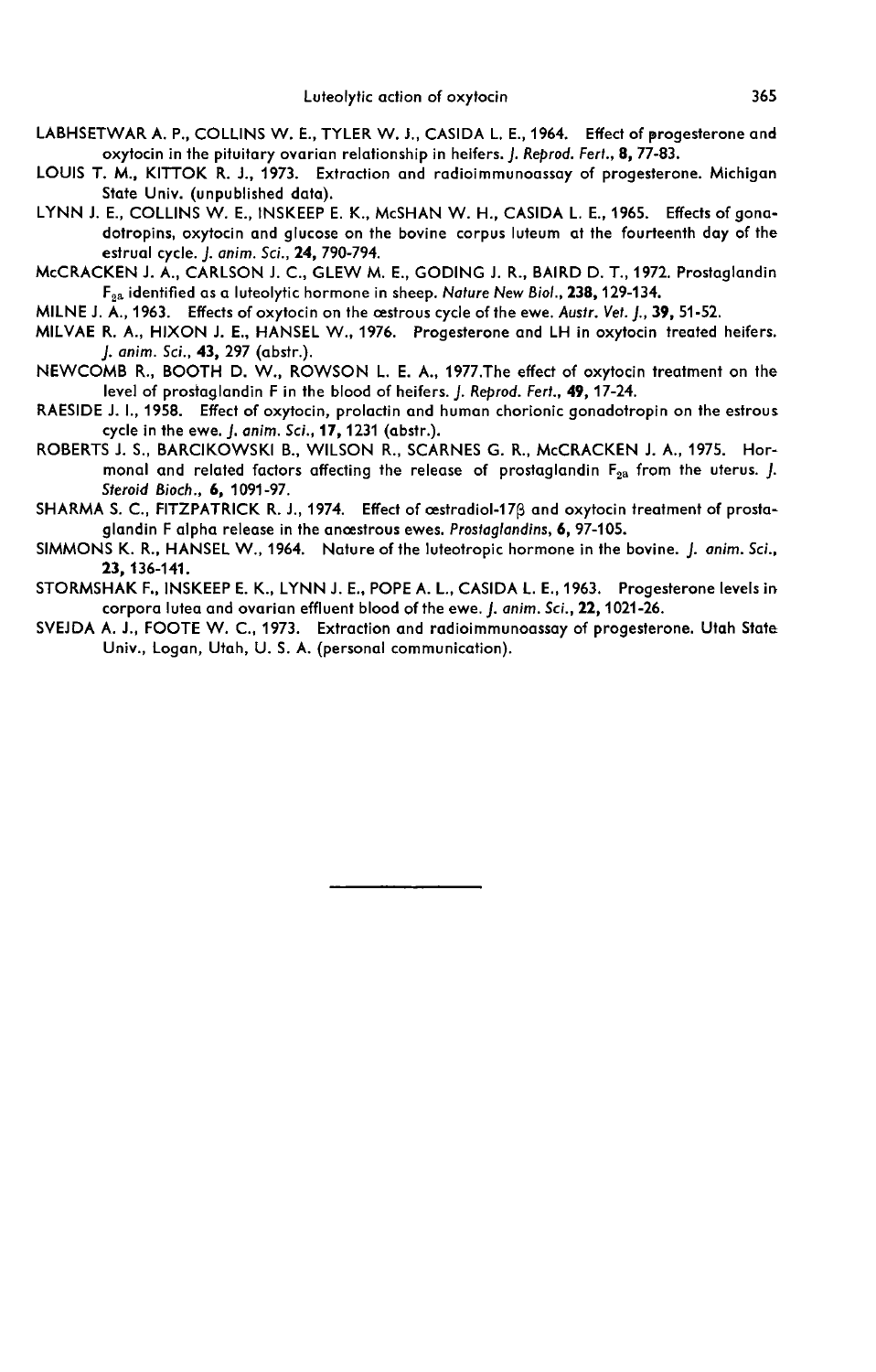LABHSETWAR A. P., COLLINS W. E., TYLER W. J., CASIDA L. E., 1964. Effect of progesterone and oxytocin in the pituitary ovarian relationship in heifers. *J. Reprod. Fert.*, **8**, 77-83.

LOUIS T. M., KITTOK R. J., 1973. Extraction and radioimmunoassay of progesterone. Michigan State Univ. (unpublished data).

LYNN J. E., COLLINS W. E., INSKEEP E. K., McSHAN W. H., CASIDA L. E., 1965. Effects of gonadotropins, oxytocin and glucose on the bovine corpus luteum at the fourteenth day of the estrual cycle. *J. anim. Sci.*, **24**, 790-794.

McCRACKEN J. A., CARLSON J. C., GLEW M. E., GODING J. R., BAIRD D. T., 1972. Prostaglandin $F_{2\alpha}$ identified as a luteolytic hormone in sheep. *Nature New Biol.*, **238**, 129-134.

MILNE J. A., 1963. Effects of oxytocin on the œstrous cycle of the ewe. *Austr. Vet. J.*, **39**, 51-52.

MILVAE R. A., HIXON J. E., HANSEL W., 1976. Progesterone and LH in oxytocin treated heifers. *J. anim. Sci.*, **43**, 297 (abstr.).

NEWCOMB R., BOOTH D. W., ROWSON L. E. A., 1977.The effect of oxytocin treatment on the level of prostaglandin F in the blood of heifers. *J. Reprod. Fert.*, **49**, 17-24.

RAESIDE J. I., 1958. Effect of oxytocin, prolactin and human chorionic gonadotropin on the estrous cycle in the ewe. *J. anim. Sci.*, **17**, 1231 (abstr.).

ROBERTS J. S., BARCIKOWSKI B., WILSON R., SCARNES G. R., McCRACKEN J. A., 1975. Hormonal and related factors affecting the release of prostaglandin $F_{2\alpha}$ from the uterus. *J. Steroid Bioch.*, **6**, 1091-97.

SHARMA S. C., FITZPATRICK R. J., 1974. Effect of œstradiol-17β and oxytocin treatment of prostaglandin F alpha release in the anœstrous ewes. *Prostaglandins*, **6**, 97-105.

SIMMONS K. R., HANSEL W., 1964. Nature of the luteotropic hormone in the bovine. *J. anim. Sci.*, **23**, 136-141.

STORMSHAK F., INSKEEP E. K., LYNN J. E., POPE A. L., CASIDA L. E., 1963. Progesterone levels in corpora lutea and ovarian effluent blood of the ewe. *J. anim. Sci.*, **22**, 1021-26.

SVEJDA A. J., FOOTE W. C., 1973. Extraction and radioimmunoassay of progesterone. Utah State Univ., Logan, Utah, U. S. A. (personal communication).